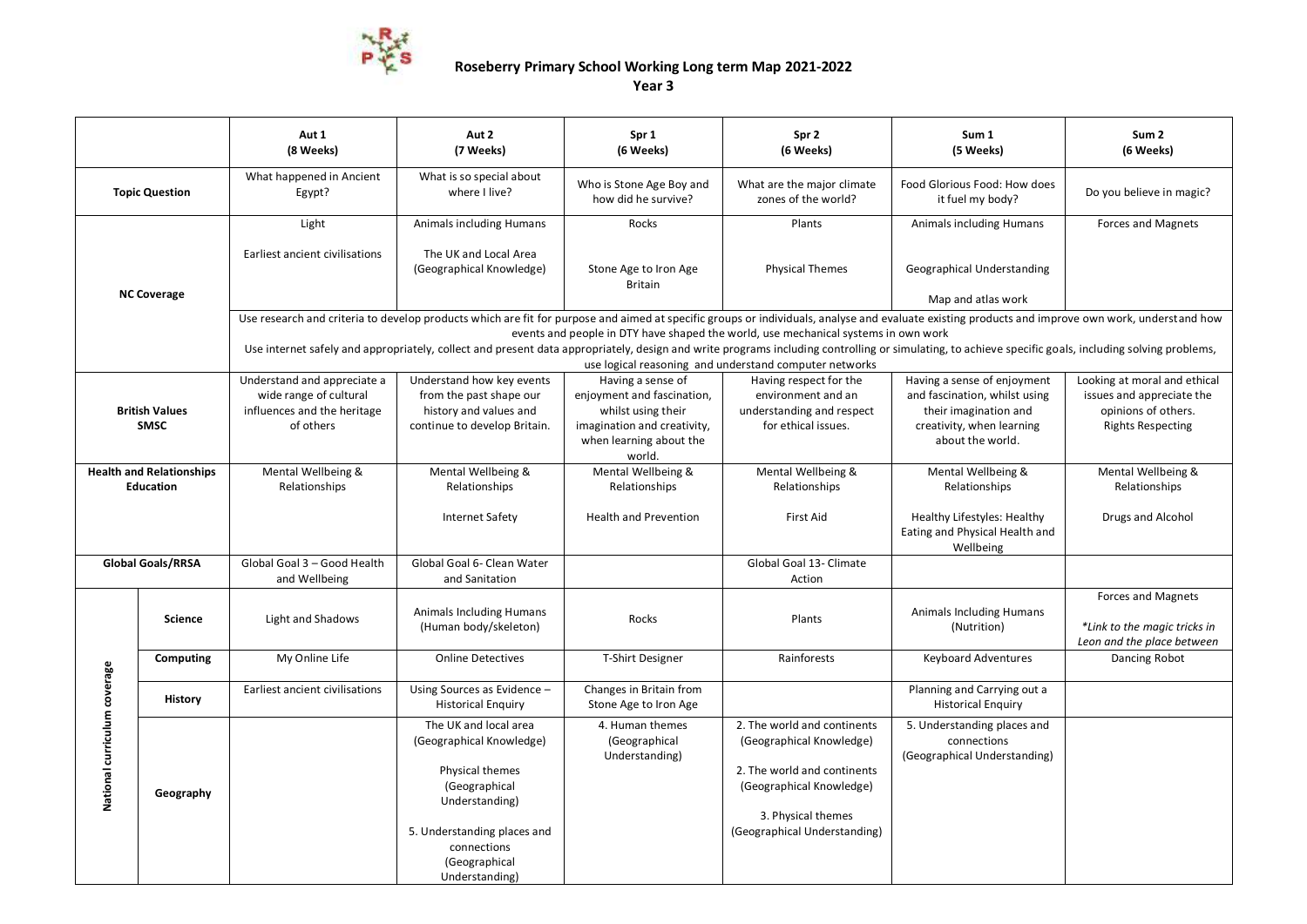# Roseberry Primary School Working Long term Map 2021-2022

## Year 3

| | | Aut 1 (8 Weeks) | Aut 2 (7 Weeks) | Spr 1 (6 Weeks) | Spr 2 (6 Weeks) | Sum 1 (5 Weeks) | Sum 2 (6 Weeks) |
|---|---|---|---|---|---|---|---|
| **Topic Question** | | What happened in Ancient Egypt? | What is so special about where I live? | Who is Stone Age Boy and how did he survive? | What are the major climate zones of the world? | Food Glorious Food: How does it fuel my body? | Do you believe in magic? |
| **NC Coverage** | | Light<br><br>Earliest ancient civilisations | Animals including Humans<br><br>The UK and Local Area (Geographical Knowledge) | Rocks<br><br>Stone Age to Iron Age Britain | Plants<br><br>Physical Themes | Animals including Humans<br><br>Geographical Understanding<br><br>Map and atlas work | Forces and Magnets |
| | | Use research and criteria to develop products which are fit for purpose and aimed at specific groups or individuals, analyse and evaluate existing products and improve own work, understand how events and people in DTY have shaped the world, use mechanical systems in own work<br>Use internet safely and appropriately, collect and present data appropriately, design and write programs including controlling or simulating, to achieve specific goals, including solving problems, use logical reasoning and understand computer networks | | | | | |
| **British Values SMSC** | | Understand and appreciate a wide range of cultural influences and the heritage of others | Understand how key events from the past shape our history and values and continue to develop Britain. | Having a sense of enjoyment and fascination, whilst using their imagination and creativity, when learning about the world. | Having respect for the environment and an understanding and respect for ethical issues. | Having a sense of enjoyment and fascination, whilst using their imagination and creativity, when learning about the world. | Looking at moral and ethical issues and appreciate the opinions of others. Rights Respecting |
| **Health and Relationships Education** | | Mental Wellbeing & Relationships | Mental Wellbeing & Relationships<br><br>Internet Safety | Mental Wellbeing & Relationships<br><br>Health and Prevention | Mental Wellbeing & Relationships<br><br>First Aid | Mental Wellbeing & Relationships<br><br>Healthy Lifestyles: Healthy Eating and Physical Health and Wellbeing | Mental Wellbeing & Relationships<br><br>Drugs and Alcohol |
| **Global Goals/RRSA** | | Global Goal 3 – Good Health and Wellbeing | Global Goal 6- Clean Water and Sanitation | | Global Goal 13- Climate Action | | |
| **National curriculum coverage** | **Science** | Light and Shadows | Animals Including Humans (Human body/skeleton) | Rocks | Plants | Animals Including Humans (Nutrition) | Forces and Magnets<br><br>*\*Link to the magic tricks in Leon and the place between* |
| | **Computing** | My Online Life | Online Detectives | T-Shirt Designer | Rainforests | Keyboard Adventures | Dancing Robot |
| | **History** | Earliest ancient civilisations | Using Sources as Evidence – Historical Enquiry | Changes in Britain from Stone Age to Iron Age | | Planning and Carrying out a Historical Enquiry | |
| | **Geography** | | The UK and local area (Geographical Knowledge)<br><br>Physical themes (Geographical Understanding)<br><br>5. Understanding places and connections (Geographical Understanding) | 4. Human themes (Geographical Understanding) | 2. The world and continents (Geographical Knowledge)<br><br>2. The world and continents (Geographical Knowledge)<br><br>3. Physical themes (Geographical Understanding) | 5. Understanding places and connections (Geographical Understanding) | |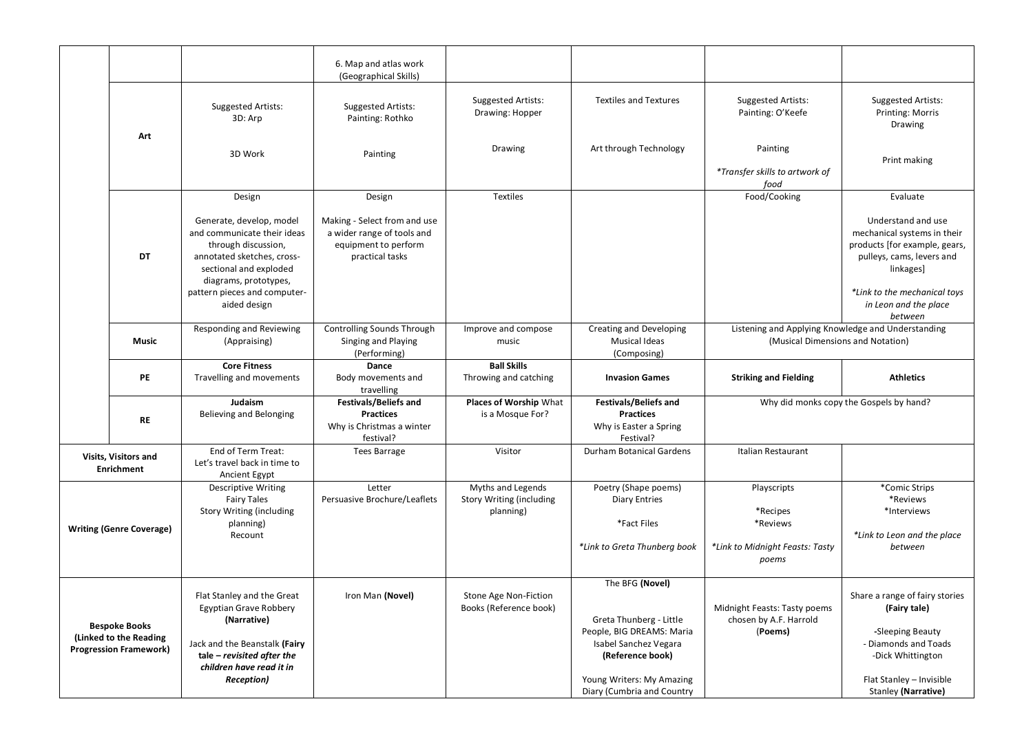| | | | | | | | |
|---|---|---|---|---|---|---|---|
| | | | 6. Map and atlas work (Geographical Skills) | | | | |
| | **Art** | Suggested Artists: 3D: Arp<br><br>3D Work | Suggested Artists: Painting: Rothko<br><br>Painting | Suggested Artists: Drawing: Hopper<br><br>Drawing | Textiles and Textures<br><br>Art through Technology | Suggested Artists: Painting: O'Keefe<br><br>Painting<br><br>*\*Transfer skills to artwork of food* | Suggested Artists: Printing: Morris Drawing<br><br>Print making |
| | **DT** | Design<br><br>Generate, develop, model and communicate their ideas through discussion, annotated sketches, cross-sectional and exploded diagrams, prototypes, pattern pieces and computer-aided design | Design<br><br>Making - Select from and use a wider range of tools and equipment to perform practical tasks | Textiles | | Food/Cooking | Evaluate<br><br>Understand and use mechanical systems in their products [for example, gears, pulleys, cams, levers and linkages]<br><br>*\*Link to the mechanical toys in Leon and the place between* |
| | **Music** | Responding and Reviewing (Appraising) | Controlling Sounds Through Singing and Playing (Performing) | Improve and compose music | Creating and Developing Musical Ideas (Composing) | Listening and Applying Knowledge and Understanding (Musical Dimensions and Notation) | |
| | **PE** | **Core Fitness**<br>Travelling and movements | **Dance**<br>Body movements and travelling | **Ball Skills**<br>Throwing and catching | **Invasion Games** | **Striking and Fielding** | **Athletics** |
| | **RE** | **Judaism**<br>Believing and Belonging | **Festivals/Beliefs and Practices**<br>Why is Christmas a winter festival? | **Places of Worship** What is a Mosque For? | **Festivals/Beliefs and Practices**<br>Why is Easter a Spring Festival? | Why did monks copy the Gospels by hand? | |
| **Visits, Visitors and Enrichment** | | End of Term Treat: Let's travel back in time to Ancient Egypt | Tees Barrage | Visitor | Durham Botanical Gardens | Italian Restaurant | |
| **Writing (Genre Coverage)** | | Descriptive Writing<br>Fairy Tales<br>Story Writing (including planning)<br>Recount | Letter<br>Persuasive Brochure/Leaflets | Myths and Legends<br>Story Writing (including planning) | Poetry (Shape poems)<br>Diary Entries<br><br>\*Fact Files<br><br>*\*Link to Greta Thunberg book* | Playscripts<br><br>\*Recipes<br>\*Reviews<br><br>*\*Link to Midnight Feasts: Tasty poems* | \*Comic Strips<br>\*Reviews<br>\*Interviews<br><br>*\*Link to Leon and the place between* |
| **Bespoke Books (Linked to the Reading Progression Framework)** | | Flat Stanley and the Great Egyptian Grave Robbery **(Narrative)**<br><br>Jack and the Beanstalk **(Fairy tale – *revisited after the children have read it in Reception*)** | Iron Man **(Novel)** | Stone Age Non-Fiction Books (Reference book) | The BFG **(Novel)**<br><br>Greta Thunberg - Little People, BIG DREAMS: Maria Isabel Sanchez Vegara **(Reference book)**<br><br>Young Writers: My Amazing Diary (Cumbria and Country | Midnight Feasts: Tasty poems chosen by A.F. Harrold (**Poems**) | Share a range of fairy stories **(Fairy tale)**<br><br>-Sleeping Beauty<br>- Diamonds and Toads<br>-Dick Whittington<br><br>Flat Stanley – Invisible Stanley **(Narrative)** |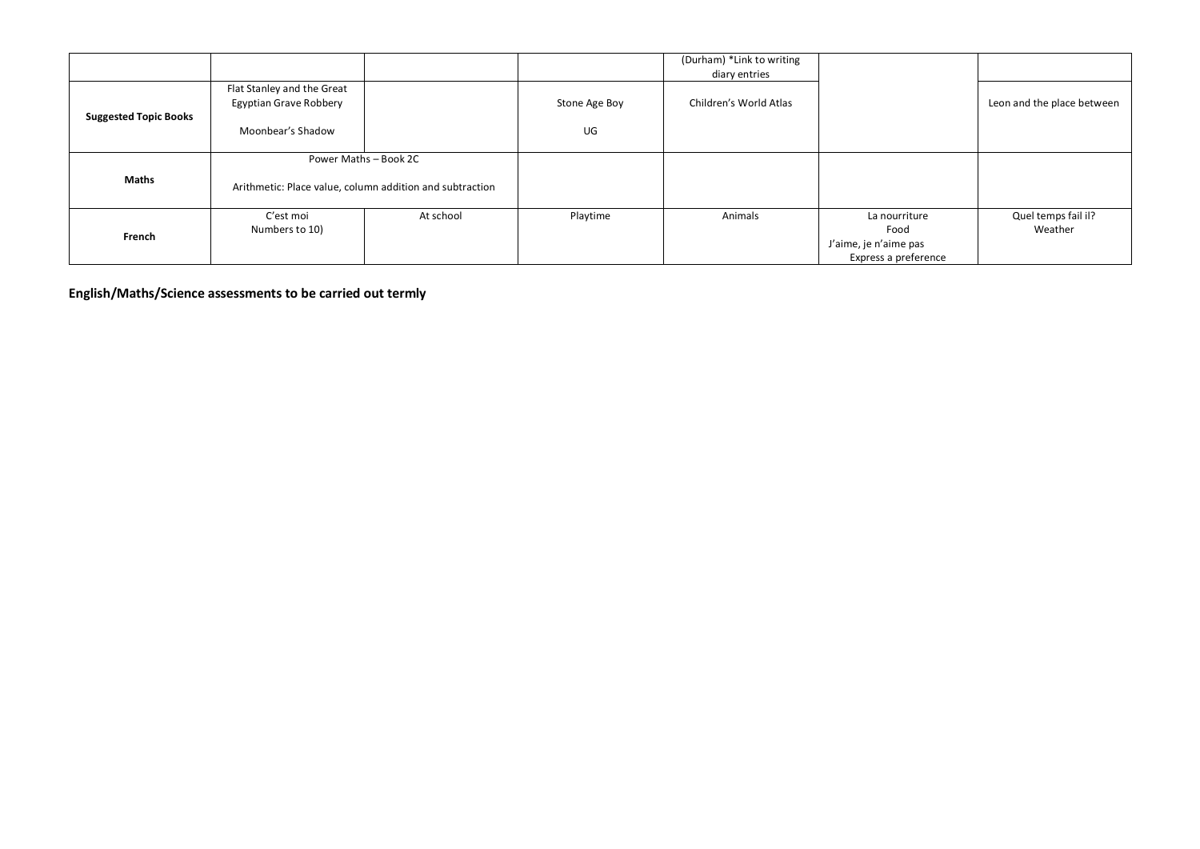| | | | | | | |
|---|---|---|---|---|---|---|
| | | | | (Durham) *Link to writing diary entries | | |
| **Suggested Topic Books** | Flat Stanley and the Great Egyptian Grave Robbery<br><br>Moonbear's Shadow | | Stone Age Boy<br><br>UG | Children's World Atlas | | Leon and the place between |
| **Maths** | Power Maths – Book 2C<br><br>Arithmetic: Place value, column addition and subtraction | | | | | |
| **French** | C'est moi<br>Numbers to 10) | At school | Playtime | Animals | La nourriture<br>Food<br>J'aime, je n'aime pas<br>Express a preference | Quel temps fail il?<br>Weather |

**English/Maths/Science assessments to be carried out termly**